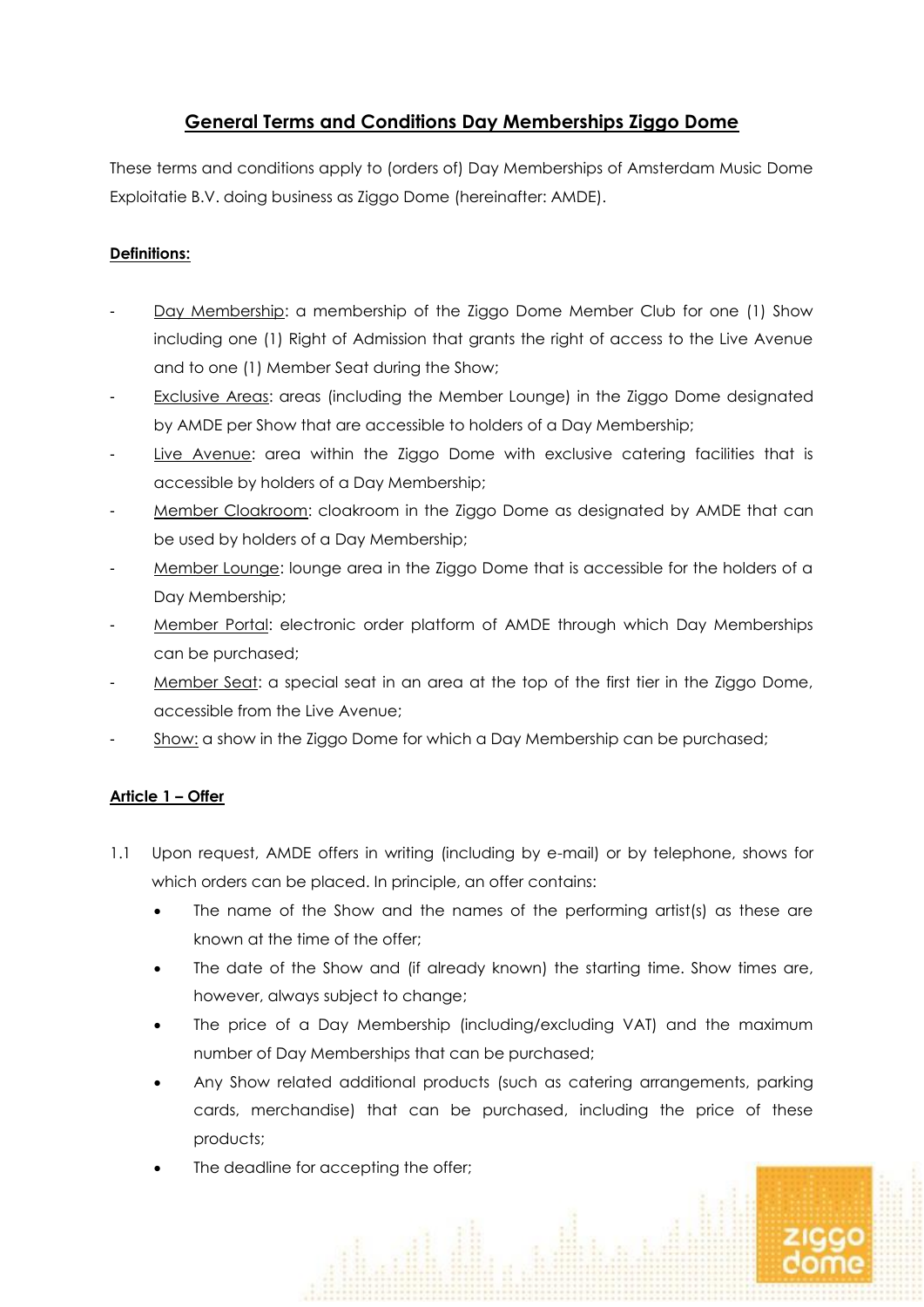# General Terms and Conditions Day Memberships Ziggo Dome

These terms and conditions apply to (orders of) Day Memberships of Amsterdam Music Dome Exploitatie B.V. doing business as Ziggo Dome (hereinafter: AMDE).

## Definitions:

- Day Membership: a membership of the Ziggo Dome Member Club for one (1) Show including one (1) Right of Admission that grants the right of access to the Live Avenue and to one (1) Member Seat during the Show;
- Exclusive Areas: areas (including the Member Lounge) in the Ziggo Dome designated by AMDE per Show that are accessible to holders of a Day Membership;
- Live Avenue: area within the Ziggo Dome with exclusive catering facilities that is accessible by holders of a Day Membership;
- Member Cloakroom: cloakroom in the Ziggo Dome as designated by AMDE that can be used by holders of a Day Membership;
- Member Lounge: lounge area in the Ziggo Dome that is accessible for the holders of a Day Membership;
- Member Portal: electronic order platform of AMDE through which Day Memberships can be purchased;
- Member Seat: a special seat in an area at the top of the first tier in the Ziggo Dome, accessible from the Live Avenue;
- Show: a show in the Ziggo Dome for which a Day Membership can be purchased;

## Article 1 – Offer

1.1 Upon request, AMDE offers in writing (including by e-mail) or by telephone, shows for which orders can be placed. In principle, an offer contains:
   - The name of the Show and the names of the performing artist(s) as these are known at the time of the offer;
   - The date of the Show and (if already known) the starting time. Show times are, however, always subject to change;
   - The price of a Day Membership (including/excluding VAT) and the maximum number of Day Memberships that can be purchased;
   - Any Show related additional products (such as catering arrangements, parking cards, merchandise) that can be purchased, including the price of these products;
   - The deadline for accepting the offer;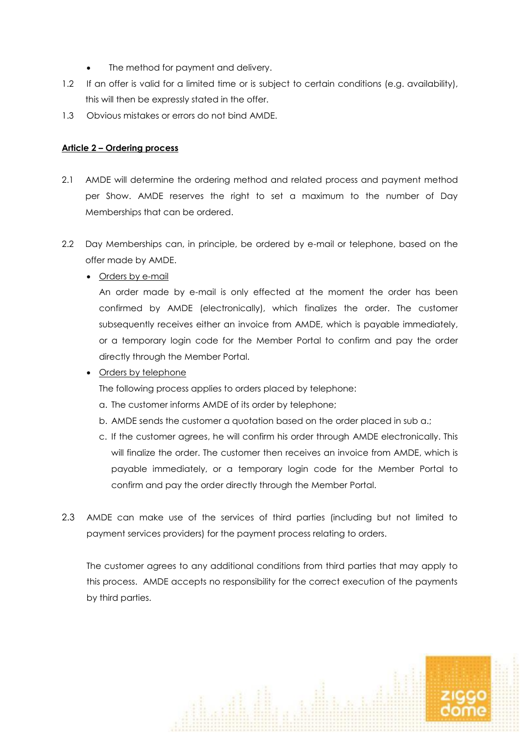- The method for payment and delivery.

1.2 If an offer is valid for a limited time or is subject to certain conditions (e.g. availability), this will then be expressly stated in the offer.

1.3 Obvious mistakes or errors do not bind AMDE.

**Article 2 – Ordering process**

2.1 AMDE will determine the ordering method and related process and payment method per Show. AMDE reserves the right to set a maximum to the number of Day Memberships that can be ordered.

2.2 Day Memberships can, in principle, be ordered by e-mail or telephone, based on the offer made by AMDE.

- Orders by e-mail

  An order made by e-mail is only effected at the moment the order has been confirmed by AMDE (electronically), which finalizes the order. The customer subsequently receives either an invoice from AMDE, which is payable immediately, or a temporary login code for the Member Portal to confirm and pay the order directly through the Member Portal.

- Orders by telephone

  The following process applies to orders placed by telephone:

  a. The customer informs AMDE of its order by telephone;

  b. AMDE sends the customer a quotation based on the order placed in sub a.;

  c. If the customer agrees, he will confirm his order through AMDE electronically. This will finalize the order. The customer then receives an invoice from AMDE, which is payable immediately, or a temporary login code for the Member Portal to confirm and pay the order directly through the Member Portal.

2.3 AMDE can make use of the services of third parties (including but not limited to payment services providers) for the payment process relating to orders.

The customer agrees to any additional conditions from third parties that may apply to this process. AMDE accepts no responsibility for the correct execution of the payments by third parties.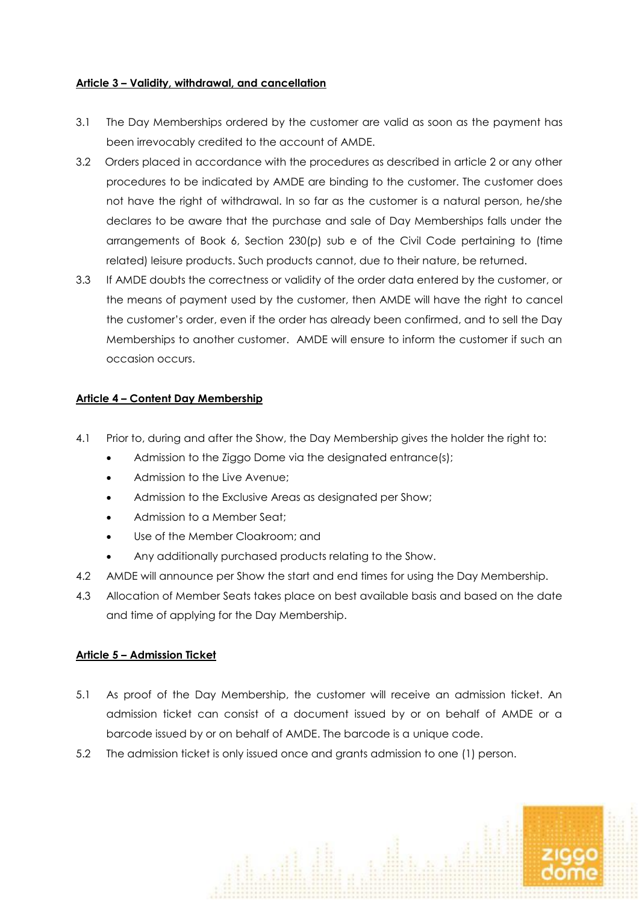**Article 3 – Validity, withdrawal, and cancellation**

3.1 The Day Memberships ordered by the customer are valid as soon as the payment has been irrevocably credited to the account of AMDE.

3.2 Orders placed in accordance with the procedures as described in article 2 or any other procedures to be indicated by AMDE are binding to the customer. The customer does not have the right of withdrawal. In so far as the customer is a natural person, he/she declares to be aware that the purchase and sale of Day Memberships falls under the arrangements of Book 6, Section 230(p) sub e of the Civil Code pertaining to (time related) leisure products. Such products cannot, due to their nature, be returned.

3.3 If AMDE doubts the correctness or validity of the order data entered by the customer, or the means of payment used by the customer, then AMDE will have the right to cancel the customer's order, even if the order has already been confirmed, and to sell the Day Memberships to another customer. AMDE will ensure to inform the customer if such an occasion occurs.

**Article 4 – Content Day Membership**

4.1 Prior to, during and after the Show, the Day Membership gives the holder the right to:

- Admission to the Ziggo Dome via the designated entrance(s);
- Admission to the Live Avenue;
- Admission to the Exclusive Areas as designated per Show;
- Admission to a Member Seat;
- Use of the Member Cloakroom; and
- Any additionally purchased products relating to the Show.

4.2 AMDE will announce per Show the start and end times for using the Day Membership.

4.3 Allocation of Member Seats takes place on best available basis and based on the date and time of applying for the Day Membership.

**Article 5 – Admission Ticket**

5.1 As proof of the Day Membership, the customer will receive an admission ticket. An admission ticket can consist of a document issued by or on behalf of AMDE or a barcode issued by or on behalf of AMDE. The barcode is a unique code.

5.2 The admission ticket is only issued once and grants admission to one (1) person.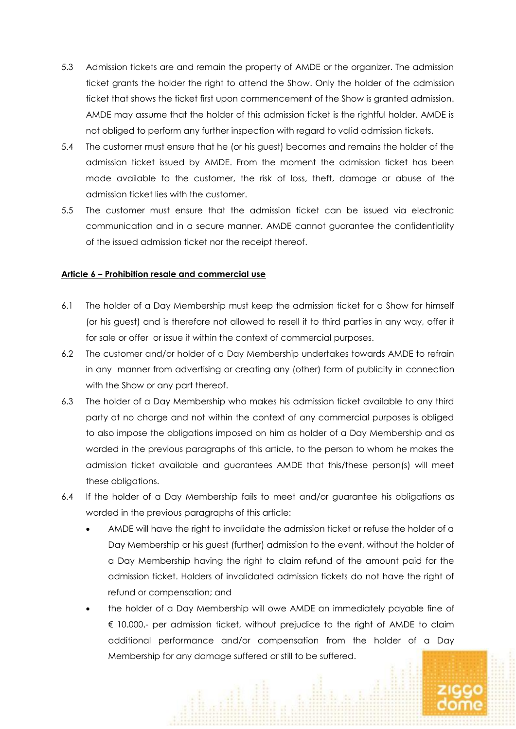5.3 Admission tickets are and remain the property of AMDE or the organizer. The admission ticket grants the holder the right to attend the Show. Only the holder of the admission ticket that shows the ticket first upon commencement of the Show is granted admission. AMDE may assume that the holder of this admission ticket is the rightful holder. AMDE is not obliged to perform any further inspection with regard to valid admission tickets.

5.4 The customer must ensure that he (or his guest) becomes and remains the holder of the admission ticket issued by AMDE. From the moment the admission ticket has been made available to the customer, the risk of loss, theft, damage or abuse of the admission ticket lies with the customer.

5.5 The customer must ensure that the admission ticket can be issued via electronic communication and in a secure manner. AMDE cannot guarantee the confidentiality of the issued admission ticket nor the receipt thereof.

**Article 6 – Prohibition resale and commercial use**

6.1 The holder of a Day Membership must keep the admission ticket for a Show for himself (or his guest) and is therefore not allowed to resell it to third parties in any way, offer it for sale or offer or issue it within the context of commercial purposes.

6.2 The customer and/or holder of a Day Membership undertakes towards AMDE to refrain in any manner from advertising or creating any (other) form of publicity in connection with the Show or any part thereof.

6.3 The holder of a Day Membership who makes his admission ticket available to any third party at no charge and not within the context of any commercial purposes is obliged to also impose the obligations imposed on him as holder of a Day Membership and as worded in the previous paragraphs of this article, to the person to whom he makes the admission ticket available and guarantees AMDE that this/these person(s) will meet these obligations.

6.4 If the holder of a Day Membership fails to meet and/or guarantee his obligations as worded in the previous paragraphs of this article:

- AMDE will have the right to invalidate the admission ticket or refuse the holder of a Day Membership or his guest (further) admission to the event, without the holder of a Day Membership having the right to claim refund of the amount paid for the admission ticket. Holders of invalidated admission tickets do not have the right of refund or compensation; and
- the holder of a Day Membership will owe AMDE an immediately payable fine of € 10.000,- per admission ticket, without prejudice to the right of AMDE to claim additional performance and/or compensation from the holder of a Day Membership for any damage suffered or still to be suffered.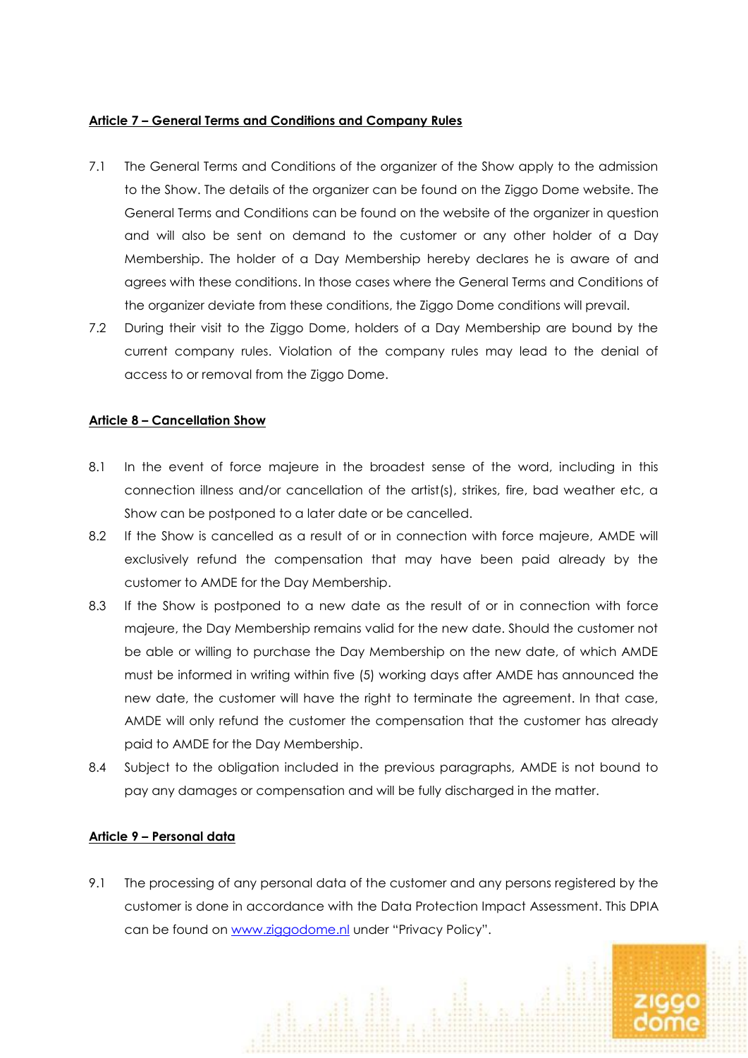**Article 7 – General Terms and Conditions and Company Rules**

7.1 The General Terms and Conditions of the organizer of the Show apply to the admission to the Show. The details of the organizer can be found on the Ziggo Dome website. The General Terms and Conditions can be found on the website of the organizer in question and will also be sent on demand to the customer or any other holder of a Day Membership. The holder of a Day Membership hereby declares he is aware of and agrees with these conditions. In those cases where the General Terms and Conditions of the organizer deviate from these conditions, the Ziggo Dome conditions will prevail.

7.2 During their visit to the Ziggo Dome, holders of a Day Membership are bound by the current company rules. Violation of the company rules may lead to the denial of access to or removal from the Ziggo Dome.

**Article 8 – Cancellation Show**

8.1 In the event of force majeure in the broadest sense of the word, including in this connection illness and/or cancellation of the artist(s), strikes, fire, bad weather etc, a Show can be postponed to a later date or be cancelled.

8.2 If the Show is cancelled as a result of or in connection with force majeure, AMDE will exclusively refund the compensation that may have been paid already by the customer to AMDE for the Day Membership.

8.3 If the Show is postponed to a new date as the result of or in connection with force majeure, the Day Membership remains valid for the new date. Should the customer not be able or willing to purchase the Day Membership on the new date, of which AMDE must be informed in writing within five (5) working days after AMDE has announced the new date, the customer will have the right to terminate the agreement. In that case, AMDE will only refund the customer the compensation that the customer has already paid to AMDE for the Day Membership.

8.4 Subject to the obligation included in the previous paragraphs, AMDE is not bound to pay any damages or compensation and will be fully discharged in the matter.

**Article 9 – Personal data**

9.1 The processing of any personal data of the customer and any persons registered by the customer is done in accordance with the Data Protection Impact Assessment. This DPIA can be found on [www.ziggodome.nl](http://www.ziggodome.nl) under "Privacy Policy".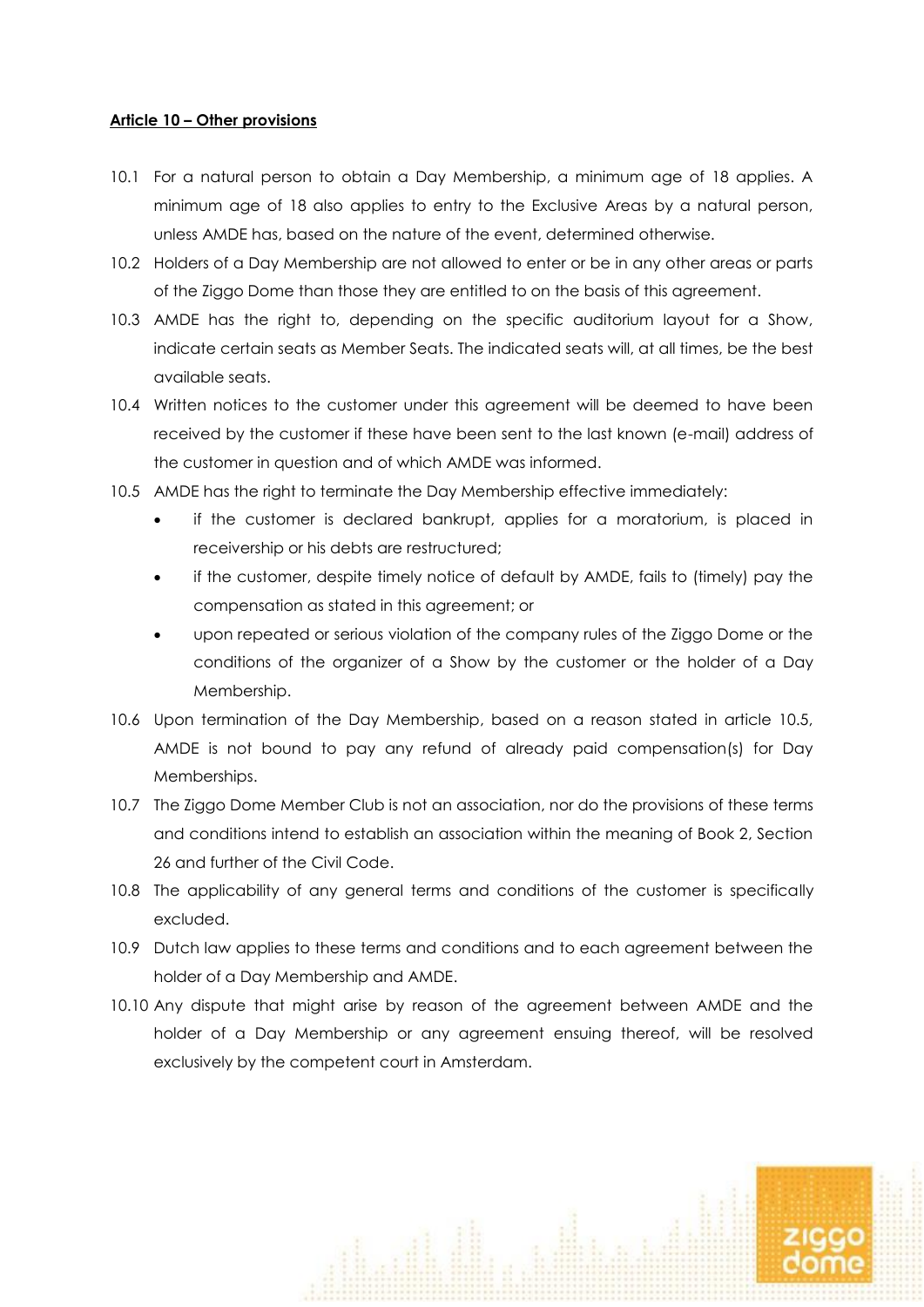**Article 10 – Other provisions**

10.1 For a natural person to obtain a Day Membership, a minimum age of 18 applies. A minimum age of 18 also applies to entry to the Exclusive Areas by a natural person, unless AMDE has, based on the nature of the event, determined otherwise.

10.2 Holders of a Day Membership are not allowed to enter or be in any other areas or parts of the Ziggo Dome than those they are entitled to on the basis of this agreement.

10.3 AMDE has the right to, depending on the specific auditorium layout for a Show, indicate certain seats as Member Seats. The indicated seats will, at all times, be the best available seats.

10.4 Written notices to the customer under this agreement will be deemed to have been received by the customer if these have been sent to the last known (e-mail) address of the customer in question and of which AMDE was informed.

10.5 AMDE has the right to terminate the Day Membership effective immediately:

- if the customer is declared bankrupt, applies for a moratorium, is placed in receivership or his debts are restructured;
- if the customer, despite timely notice of default by AMDE, fails to (timely) pay the compensation as stated in this agreement; or
- upon repeated or serious violation of the company rules of the Ziggo Dome or the conditions of the organizer of a Show by the customer or the holder of a Day Membership.

10.6 Upon termination of the Day Membership, based on a reason stated in article 10.5, AMDE is not bound to pay any refund of already paid compensation(s) for Day Memberships.

10.7 The Ziggo Dome Member Club is not an association, nor do the provisions of these terms and conditions intend to establish an association within the meaning of Book 2, Section 26 and further of the Civil Code.

10.8 The applicability of any general terms and conditions of the customer is specifically excluded.

10.9 Dutch law applies to these terms and conditions and to each agreement between the holder of a Day Membership and AMDE.

10.10 Any dispute that might arise by reason of the agreement between AMDE and the holder of a Day Membership or any agreement ensuing thereof, will be resolved exclusively by the competent court in Amsterdam.